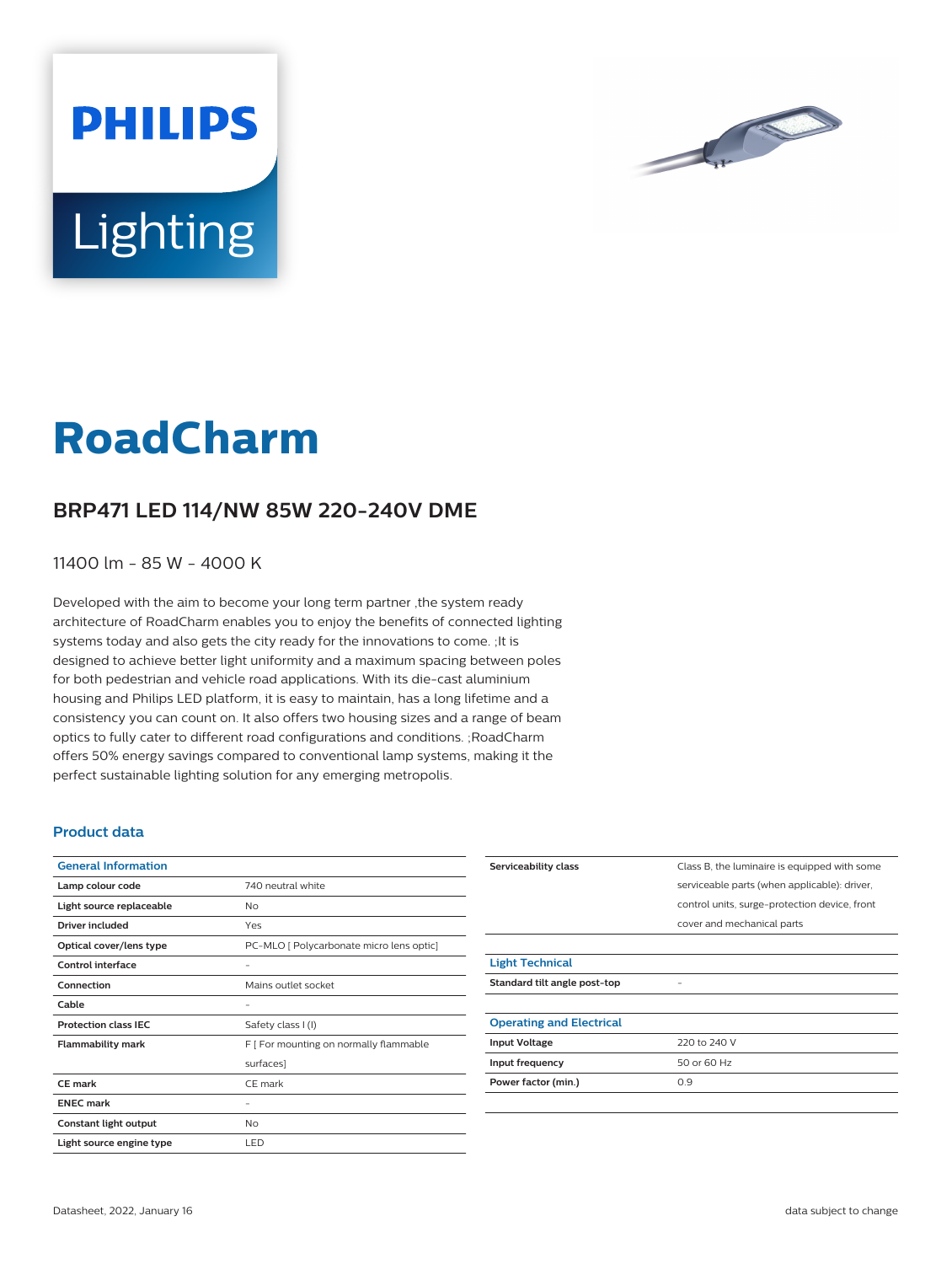PHILIPS

Lighting

# RoadCharm

## BRP471 LED 114/NW 85W 220-240V DME

11400 lm - 85 W - 4000 K

Developed with the aim to become your long term partner ,the system ready architecture of RoadCharm enables you to enjoy the benefits of connected lighting systems today and also gets the city ready for the innovations to come. ;It is designed to achieve better light uniformity and a maximum spacing between poles for both pedestrian and vehicle road applications. With its die-cast aluminium housing and Philips LED platform, it is easy to maintain, has a long lifetime and a consistency you can count on. It also offers two housing sizes and a range of beam optics to fully cater to different road configurations and conditions. ;RoadCharm offers 50% energy savings compared to conventional lamp systems, making it the perfect sustainable lighting solution for any emerging metropolis.

### Product data

| General Information | |
|---|---|
| Lamp colour code | 740 neutral white |
| Light source replaceable | No |
| Driver included | Yes |
| Optical cover/lens type | PC-MLO [ Polycarbonate micro lens optic] |
| Control interface | - |
| Connection | Mains outlet socket |
| Cable | - |
| Protection class IEC | Safety class I (I) |
| Flammability mark | F [ For mounting on normally flammable surfaces] |
| CE mark | CE mark |
| ENEC mark | - |
| Constant light output | No |
| Light source engine type | LED |
| Serviceability class | Class B, the luminaire is equipped with some serviceable parts (when applicable): driver, control units, surge-protection device, front cover and mechanical parts |

| Light Technical | |
|---|---|
| Standard tilt angle post-top | - |

| Operating and Electrical | |
|---|---|
| Input Voltage | 220 to 240 V |
| Input frequency | 50 or 60 Hz |
| Power factor (min.) | 0.9 |

Datasheet, 2022, January 16

data subject to change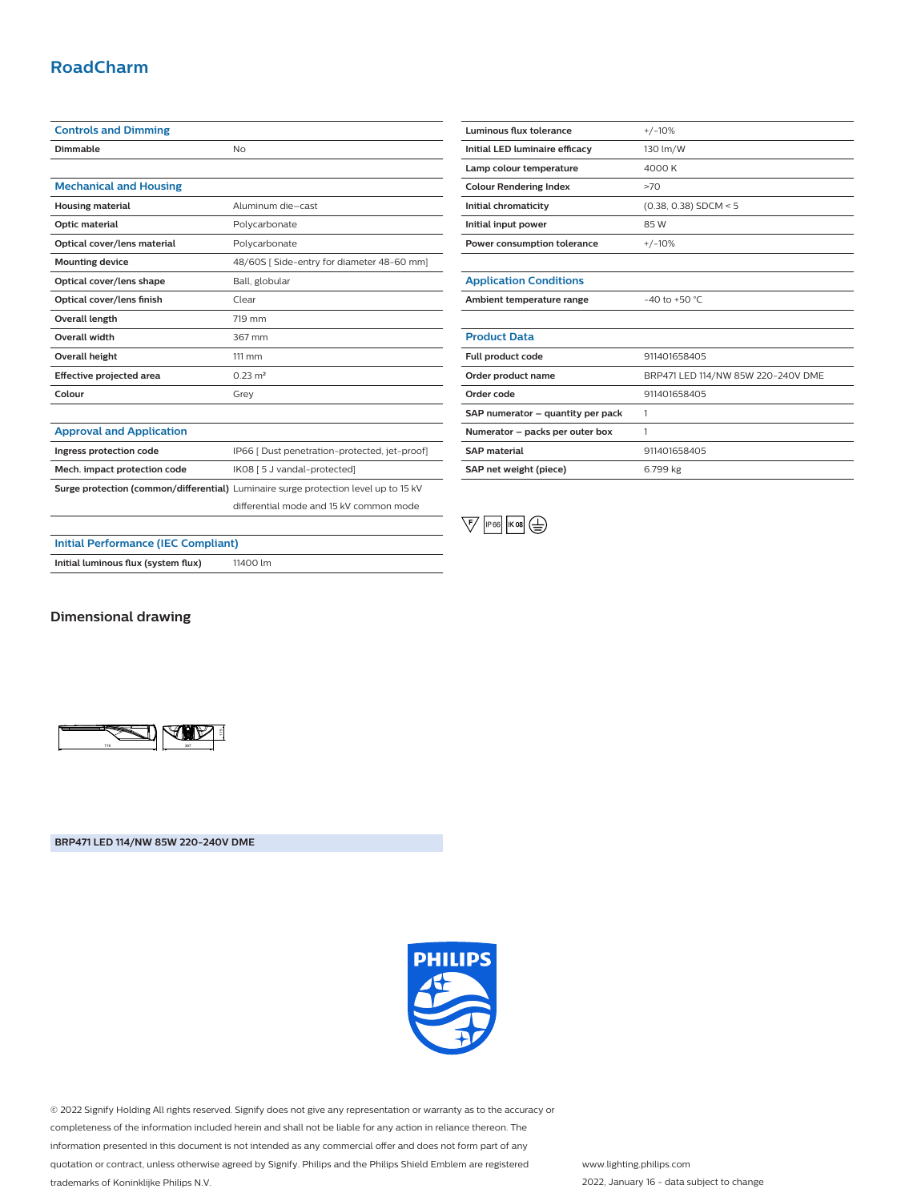## RoadCharm

| Controls and Dimming | |
|---|---|
| Dimmable | No |

| Mechanical and Housing | |
|---|---|
| Housing material | Aluminum die-cast |
| Optic material | Polycarbonate |
| Optical cover/lens material | Polycarbonate |
| Mounting device | 48/60S [ Side-entry for diameter 48-60 mm] |
| Optical cover/lens shape | Ball, globular |
| Optical cover/lens finish | Clear |
| Overall length | 719 mm |
| Overall width | 367 mm |
| Overall height | 111 mm |
| Effective projected area | 0.23 m² |
| Colour | Grey |

| Approval and Application | |
|---|---|
| Ingress protection code | IP66 [ Dust penetration-protected, jet-proof] |
| Mech. impact protection code | IK08 [ 5 J vandal-protected] |
| Surge protection (common/differential) | Luminaire surge protection level up to 15 kV differential mode and 15 kV common mode |

| Initial Performance (IEC Compliant) | |
|---|---|
| Initial luminous flux (system flux) | 11400 lm |
| Luminous flux tolerance | +/-10% |
| Initial LED luminaire efficacy | 130 lm/W |
| Lamp colour temperature | 4000 K |
| Colour Rendering Index | >70 |
| Initial chromaticity | (0.38, 0.38) SDCM < 5 |
| Initial input power | 85 W |
| Power consumption tolerance | +/-10% |

| Application Conditions | |
|---|---|
| Ambient temperature range | -40 to +50 °C |

| Product Data | |
|---|---|
| Full product code | 911401658405 |
| Order product name | BRP471 LED 114/NW 85W 220-240V DME |
| Order code | 911401658405 |
| SAP numerator – quantity per pack | 1 |
| Numerator – packs per outer box | 1 |
| SAP material | 911401658405 |
| SAP net weight (piece) | 6.799 kg |

F IP66 IK08

### Dimensional drawing

719

367

111

**BRP471 LED 114/NW 85W 220-240V DME**

© 2022 Signify Holding All rights reserved. Signify does not give any representation or warranty as to the accuracy or completeness of the information included herein and shall not be liable for any action in reliance thereon. The information presented in this document is not intended as any commercial offer and does not form part of any quotation or contract, unless otherwise agreed by Signify. Philips and the Philips Shield Emblem are registered trademarks of Koninklijke Philips N.V.

www.lighting.philips.com

2022, January 16 - data subject to change